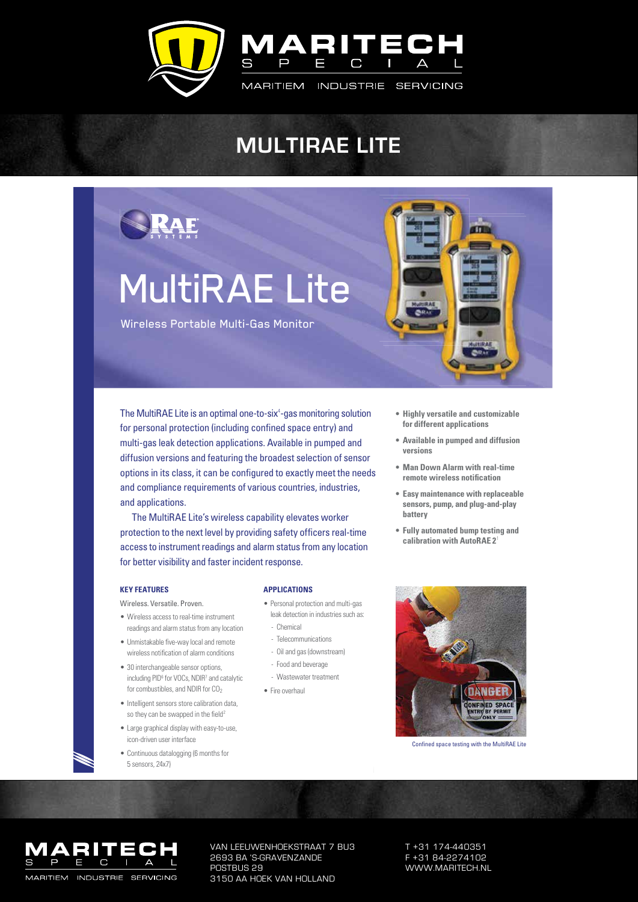# MULTIRAE LITE

# MultiRAE Lite

Wireless Portable Multi-Gas Monitor

The MultiRAE Lite is an optimal one-to-six[4]-gas monitoring solution for personal protection (including confined space entry) and multi-gas leak detection applications. Available in pumped and diffusion versions and featuring the broadest selection of sensor options in its class, it can be configured to exactly meet the needs and compliance requirements of various countries, industries, and applications.

The MultiRAE Lite's wireless capability elevates worker protection to the next level by providing safety officers real-time access to instrument readings and alarm status from any location for better visibility and faster incident response.

- **Highly versatile and customizable for different applications**
- **Available in pumped and diffusion versions**
- **Man Down Alarm with real-time remote wireless notification**
- **Easy maintenance with replaceable sensors, pump, and plug-and-play battery**
- **Fully automated bump testing and calibration with AutoRAE 2**[1]

### KEY FEATURES

Wireless. Versatile. Proven.

- Wireless access to real-time instrument readings and alarm status from any location
- Unmistakable five-way local and remote wireless notification of alarm conditions
- 30 interchangeable sensor options, including PID[6] for VOCs, NDIR[7] and catalytic for combustibles, and NDIR for $CO_2$
- Intelligent sensors store calibration data, so they can be swapped in the field[2]
- Large graphical display with easy-to-use, icon-driven user interface
- Continuous datalogging (6 months for 5 sensors, 24x7)

### APPLICATIONS

- Personal protection and multi-gas leak detection in industries such as:
  - Chemical
  - Telecommunications
  - Oil and gas (downstream)
  - Food and beverage
  - Wastewater treatment
- Fire overhaul

Confined space testing with the MultiRAE Lite

VAN LEEUWENHOEKSTRAAT 7 BU3
2693 BA 'S-GRAVENZANDE
POSTBUS 29
3150 AA HOEK VAN HOLLAND

T +31 174-440351
F +31 84-2274102
WWW.MARITECH.NL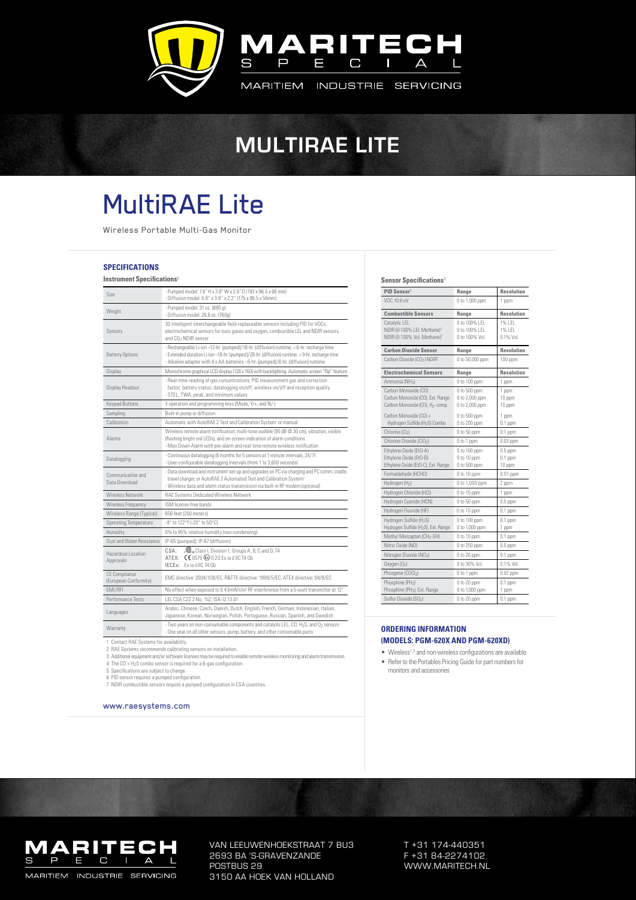MARITECH SPECIAL

MARITIEM INDUSTRIE SERVICING

# MULTIRAE LITE

## MultiRAE Lite

Wireless Portable Multi-Gas Monitor

### SPECIFICATIONS

**Instrument Specifications**[5]

| | |
|---|---|
| Size | - Pumped model: 7.6" H x 3.8" W x 2.6" D (193 x 96.5 x 66 mm)<br>- Diffusion model: 6.9" x 3.8" x 2.2" (175 x 96.5 x 56mm) |
| Weight | - Pumped model: 31 oz. (880 g)<br>- Diffusion model: 26.8 oz. (760g) |
| Sensors | 30 intelligent interchangeable field-replaceable sensors including PID for VOCs, electrochemical sensors for toxic gases and oxygen, combustible LEL and NDIR sensors, and $CO_2$ NDIR sensor |
| Battery Options | - Rechargeable Li-ion ~12-hr. (pumped)/18-hr. (diffusion) runtime, < 6-hr. recharge time<br>- Extended duration Li-ion ~18-hr. (pumped)/28-hr. (diffusion) runtime, < 9-hr. recharge time<br>- Alkaline adapter with 4 x AA batteries ~6-hr. (pumped)/8-hr. (diffusion) runtime |
| Display | Monochrome graphical LCD display (128 x 160) with backlighting. Automatic screen "flip" feature |
| Display Readout | - Real-time reading of gas concentrations; PID measurement gas and correction factor; battery status; datalogging on/off; wireless on/off and reception quality.<br>- STEL, TWA, peak, and minimum values |
| Keypad Buttons | 3 operation and programming keys (Mode, Y/+, and N/-) |
| Sampling | Built-in pump or diffusion |
| Calibration | Automatic with AutoRAE 2 Test and Calibration System[1] or manual |
| Alarms | Wireless remote alarm notification; multi-tone audible (95 dB @ 30 cm), vibration, visible (flashing bright red LEDs), and on-screen indication of alarm conditions<br>- Man Down Alarm with pre-alarm and real-time remote wireless notification |
| Datalogging | - Continuous datalogging (6 months for 5 sensors at 1-minute intervals, 24/7)<br>- User-configurable datalogging intervals (from 1 to 3,600 seconds) |
| Communication and Data Download | - Data download and instrument set-up and upgrades on PC via charging and PC comm. cradle, travel charger, or AutoRAE 2 Automated Test and Calibration System[1]<br>- Wireless data and alarm status transmission via built-in RF modem (optional) |
| Wireless Network | RAE Systems Dedicated Wireless Network |
| Wireless Frequency | ISM license-free bands |
| Wireless Range (Typical) | 656 feet (200 meters) |
| Operating Temperature | -4° to 122°F (-20° to 50°C) |
| Humidity | 0% to 95% relative humidity (non-condensing) |
| Dust and Water Resistance | IP-65 (pumped); IP-67 (diffusion) |
| Hazardous Location Approvals | CSA: Class I, Division 1, Groups A, B, C and D, T4<br>ATEX: CE 0575 II 2G Ex ia d IIC T4 Gb<br>IECEx: Ex ia d IIC T4 Gb |
| CE Compliance (European Conformity) | EMC directive: 2004/108/EC. R&TTE directive: 1999/5/EC. ATEX directive: 94/9/EC |
| EMI/RFI | No effect when exposed to 0.43mW/cm² RF interference from a 5-watt transmitter at 12" |
| Performance Tests | LEL CSA C22.2 No. 152; ISA-12.13.01 |
| Languages | Arabic, Chinese, Czech, Danish, Dutch, English, French, German, Indonesian, Italian, Japanese, Korean, Norwegian, Polish, Portuguese, Russian, Spanish, and Swedish |
| Warranty | - Two years on non-consumable components and catalytic LEL, CO, $H_2S$, and $O_2$ sensors<br>- One year on all other sensors, pump, battery, and other consumable parts |

1 Contact RAE Systems for availability.
2 RAE Systems recommends calibrating sensors on installation.
3 Additional equipment and/or software licenses may be required to enable remote wireless monitoring and alarm transmission.
4 The CO + $H_2S$ combo sensor is required for a 6-gas configuration.
5 Specifications are subject to change.
6 PID sensor requires a pumped configuration.
7 NDIR combustible sensors require a pumped configuration in CSA countries.

www.raesystems.com

**Sensor Specifications**[5]

| PID Sensor[6] | Range | Resolution |
|---|---|---|
| VOC 10.6 eV | 0 to 1,000 ppm | 1 ppm |
| **Combustible Sensors** | **Range** | **Resolution** |
| Catalytic LEL | 0 to 100% LEL | 1% LEL |
| NDIR (0-100% LEL Methane)[7] | 0 to 100% LEL | 1% LEL |
| NDIR (0-100% Vol. Methane)[7] | 0 to 100% Vol. | 0.1% Vol. |
| **Carbon Dioxide Sensor** | **Range** | **Resolution** |
| Carbon Dioxide ($CO_2$) NDIR[1] | 0 to 50,000 ppm | 100 ppm |
| **Electrochemical Sensors** | **Range** | **Resolution** |
| Ammonia ($NH_3$) | 0 to 100 ppm | 1 ppm |
| Carbon Monoxide (CO) | 0 to 500 ppm | 1 ppm |
| Carbon Monoxide (CO), Ext. Range | 0 to 2,000 ppm | 10 ppm |
| Carbon Monoxide (CO), $H_2$-comp. | 0 to 2,000 ppm | 10 ppm |
| Carbon Monoxide (CO) + Hydrogen Sulfide ($H_2S$) Combo | 0 to 500 ppm<br>0 to 200 ppm | 1 ppm<br>0.1 ppm |
| Chlorine ($Cl_2$) | 0 to 50 ppm | 0.1 ppm |
| Chlorine Dioxide ($ClO_2$) | 0 to 1 ppm | 0.03 ppm |
| Ethylene Oxide (EtO-A) | 0 to 100 ppm | 0.5 ppm |
| Ethylene Oxide (EtO-B) | 0 to 10 ppm | 0.1 ppm |
| Ethylene Oxide (EtO-C), Ext. Range | 0 to 500 ppm | 10 ppm |
| Formaldehyde (HCHO) | 0 to 10 ppm | 0.01 ppm |
| Hydrogen ($H_2$) | 0 to 1,000 ppm | 2 ppm |
| Hydrogen Chloride (HCl) | 0 to 15 ppm | 1 ppm |
| Hydrogen Cyanide (HCN) | 0 to 50 ppm | 0.5 ppm |
| Hydrogen Fluoride (HF) | 0 to 10 ppm | 0.1 ppm |
| Hydrogen Sulfide ($H_2S$) | 0 to 100 ppm | 0.1 ppm |
| Hydrogen Sulfide ($H_2S$), Ext. Range | 0 to 1,000 ppm | 1 ppm |
| Methyl Mercaptan ($CH_3$-SH) | 0 to 10 ppm | 0.1 ppm |
| Nitric Oxide (NO) | 0 to 250 ppm | 0.5 ppm |
| Nitrogen Dioxide ($NO_2$) | 0 to 20 ppm | 0.1 ppm |
| Oxygen ($O_2$) | 0 to 30% Vol. | 0.1% Vol. |
| Phosgene ($COCl_2$) | 0 to 1 ppm | 0.02 ppm |
| Phosphine ($PH_3$) | 0 to 20 ppm | 0.1 ppm |
| Phosphine ($PH_3$), Ext. Range | 0 to 1,000 ppm | 1 ppm |
| Sulfur Dioxide ($SO_2$) | 0 to 20 ppm | 0.1 ppm |

### ORDERING INFORMATION (MODELS: PGM-620X AND PGM-620XD)

- Wireless[1,3] and non-wireless configurations are available
- Refer to the Portables Pricing Guide for part numbers for monitors and accessories

MARITECH SPECIAL
MARITIEM INDUSTRIE SERVICING

VAN LEEUWENHOEKSTRAAT 7 BU3
2693 BA 'S-GRAVENZANDE
POSTBUS 29
3150 AA HOEK VAN HOLLAND

T +31 174-440351
F +31 84-2274102
WWW.MARITECH.NL